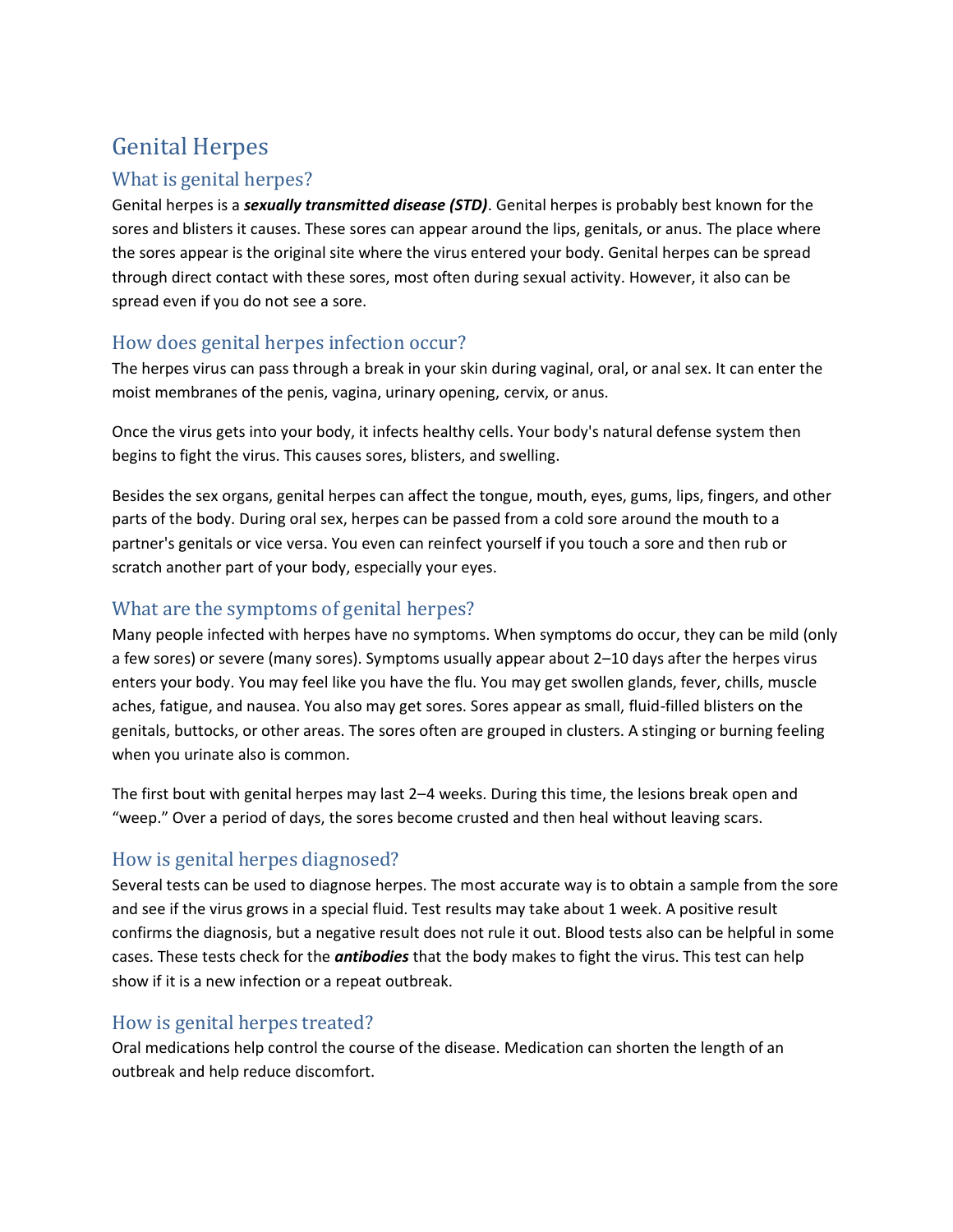# Genital Herpes

## What is genital herpes?

Genital herpes is a ***sexually transmitted disease (STD)***. Genital herpes is probably best known for the sores and blisters it causes. These sores can appear around the lips, genitals, or anus. The place where the sores appear is the original site where the virus entered your body. Genital herpes can be spread through direct contact with these sores, most often during sexual activity. However, it also can be spread even if you do not see a sore.

## How does genital herpes infection occur?

The herpes virus can pass through a break in your skin during vaginal, oral, or anal sex. It can enter the moist membranes of the penis, vagina, urinary opening, cervix, or anus.

Once the virus gets into your body, it infects healthy cells. Your body's natural defense system then begins to fight the virus. This causes sores, blisters, and swelling.

Besides the sex organs, genital herpes can affect the tongue, mouth, eyes, gums, lips, fingers, and other parts of the body. During oral sex, herpes can be passed from a cold sore around the mouth to a partner's genitals or vice versa. You even can reinfect yourself if you touch a sore and then rub or scratch another part of your body, especially your eyes.

## What are the symptoms of genital herpes?

Many people infected with herpes have no symptoms. When symptoms do occur, they can be mild (only a few sores) or severe (many sores). Symptoms usually appear about 2–10 days after the herpes virus enters your body. You may feel like you have the flu. You may get swollen glands, fever, chills, muscle aches, fatigue, and nausea. You also may get sores. Sores appear as small, fluid-filled blisters on the genitals, buttocks, or other areas. The sores often are grouped in clusters. A stinging or burning feeling when you urinate also is common.

The first bout with genital herpes may last 2–4 weeks. During this time, the lesions break open and "weep." Over a period of days, the sores become crusted and then heal without leaving scars.

## How is genital herpes diagnosed?

Several tests can be used to diagnose herpes. The most accurate way is to obtain a sample from the sore and see if the virus grows in a special fluid. Test results may take about 1 week. A positive result confirms the diagnosis, but a negative result does not rule it out. Blood tests also can be helpful in some cases. These tests check for the ***antibodies*** that the body makes to fight the virus. This test can help show if it is a new infection or a repeat outbreak.

## How is genital herpes treated?

Oral medications help control the course of the disease. Medication can shorten the length of an outbreak and help reduce discomfort.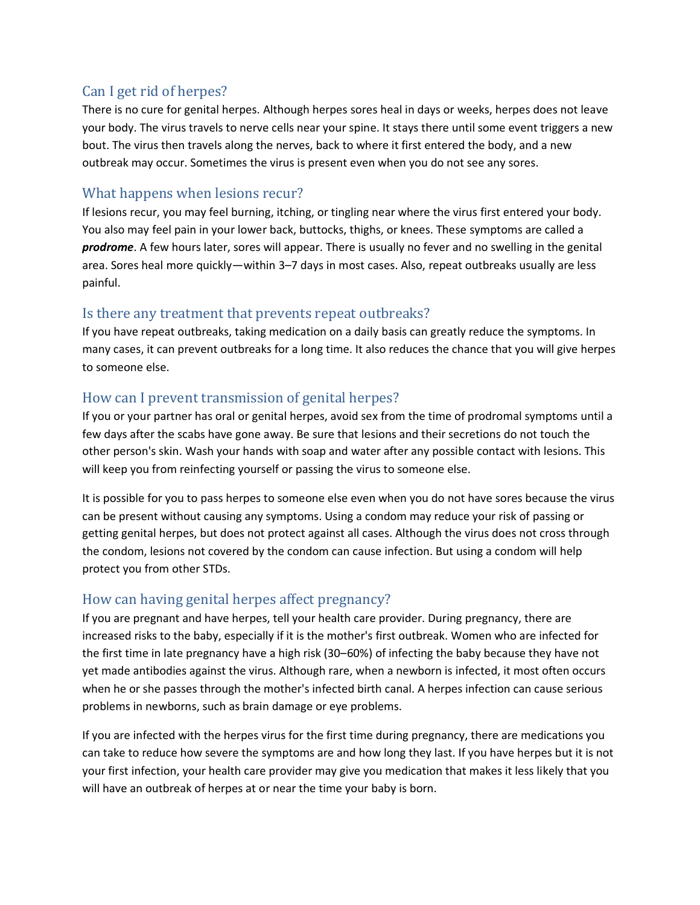## Can I get rid of herpes?

There is no cure for genital herpes. Although herpes sores heal in days or weeks, herpes does not leave your body. The virus travels to nerve cells near your spine. It stays there until some event triggers a new bout. The virus then travels along the nerves, back to where it first entered the body, and a new outbreak may occur. Sometimes the virus is present even when you do not see any sores.

## What happens when lesions recur?

If lesions recur, you may feel burning, itching, or tingling near where the virus first entered your body. You also may feel pain in your lower back, buttocks, thighs, or knees. These symptoms are called a ***prodrome***. A few hours later, sores will appear. There is usually no fever and no swelling in the genital area. Sores heal more quickly—within 3–7 days in most cases. Also, repeat outbreaks usually are less painful.

## Is there any treatment that prevents repeat outbreaks?

If you have repeat outbreaks, taking medication on a daily basis can greatly reduce the symptoms. In many cases, it can prevent outbreaks for a long time. It also reduces the chance that you will give herpes to someone else.

## How can I prevent transmission of genital herpes?

If you or your partner has oral or genital herpes, avoid sex from the time of prodromal symptoms until a few days after the scabs have gone away. Be sure that lesions and their secretions do not touch the other person's skin. Wash your hands with soap and water after any possible contact with lesions. This will keep you from reinfecting yourself or passing the virus to someone else.

It is possible for you to pass herpes to someone else even when you do not have sores because the virus can be present without causing any symptoms. Using a condom may reduce your risk of passing or getting genital herpes, but does not protect against all cases. Although the virus does not cross through the condom, lesions not covered by the condom can cause infection. But using a condom will help protect you from other STDs.

## How can having genital herpes affect pregnancy?

If you are pregnant and have herpes, tell your health care provider. During pregnancy, there are increased risks to the baby, especially if it is the mother's first outbreak. Women who are infected for the first time in late pregnancy have a high risk (30–60%) of infecting the baby because they have not yet made antibodies against the virus. Although rare, when a newborn is infected, it most often occurs when he or she passes through the mother's infected birth canal. A herpes infection can cause serious problems in newborns, such as brain damage or eye problems.

If you are infected with the herpes virus for the first time during pregnancy, there are medications you can take to reduce how severe the symptoms are and how long they last. If you have herpes but it is not your first infection, your health care provider may give you medication that makes it less likely that you will have an outbreak of herpes at or near the time your baby is born.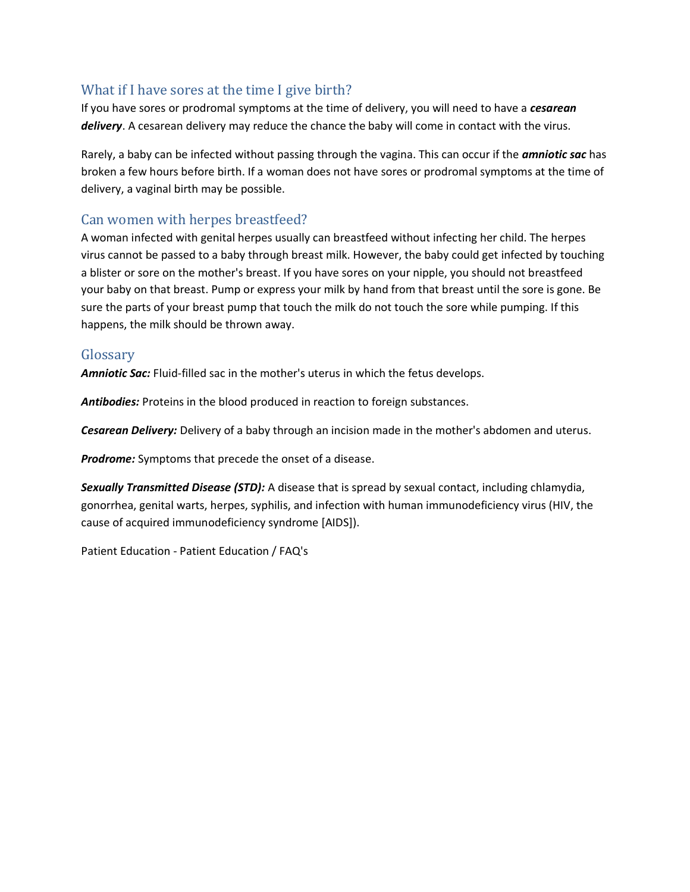## What if I have sores at the time I give birth?

If you have sores or prodromal symptoms at the time of delivery, you will need to have a ***cesarean delivery***. A cesarean delivery may reduce the chance the baby will come in contact with the virus.

Rarely, a baby can be infected without passing through the vagina. This can occur if the ***amniotic sac*** has broken a few hours before birth. If a woman does not have sores or prodromal symptoms at the time of delivery, a vaginal birth may be possible.

## Can women with herpes breastfeed?

A woman infected with genital herpes usually can breastfeed without infecting her child. The herpes virus cannot be passed to a baby through breast milk. However, the baby could get infected by touching a blister or sore on the mother's breast. If you have sores on your nipple, you should not breastfeed your baby on that breast. Pump or express your milk by hand from that breast until the sore is gone. Be sure the parts of your breast pump that touch the milk do not touch the sore while pumping. If this happens, the milk should be thrown away.

## Glossary

***Amniotic Sac:*** Fluid-filled sac in the mother's uterus in which the fetus develops.

***Antibodies:*** Proteins in the blood produced in reaction to foreign substances.

***Cesarean Delivery:*** Delivery of a baby through an incision made in the mother's abdomen and uterus.

***Prodrome:*** Symptoms that precede the onset of a disease.

***Sexually Transmitted Disease (STD):*** A disease that is spread by sexual contact, including chlamydia, gonorrhea, genital warts, herpes, syphilis, and infection with human immunodeficiency virus (HIV, the cause of acquired immunodeficiency syndrome [AIDS]).

Patient Education - Patient Education / FAQ's